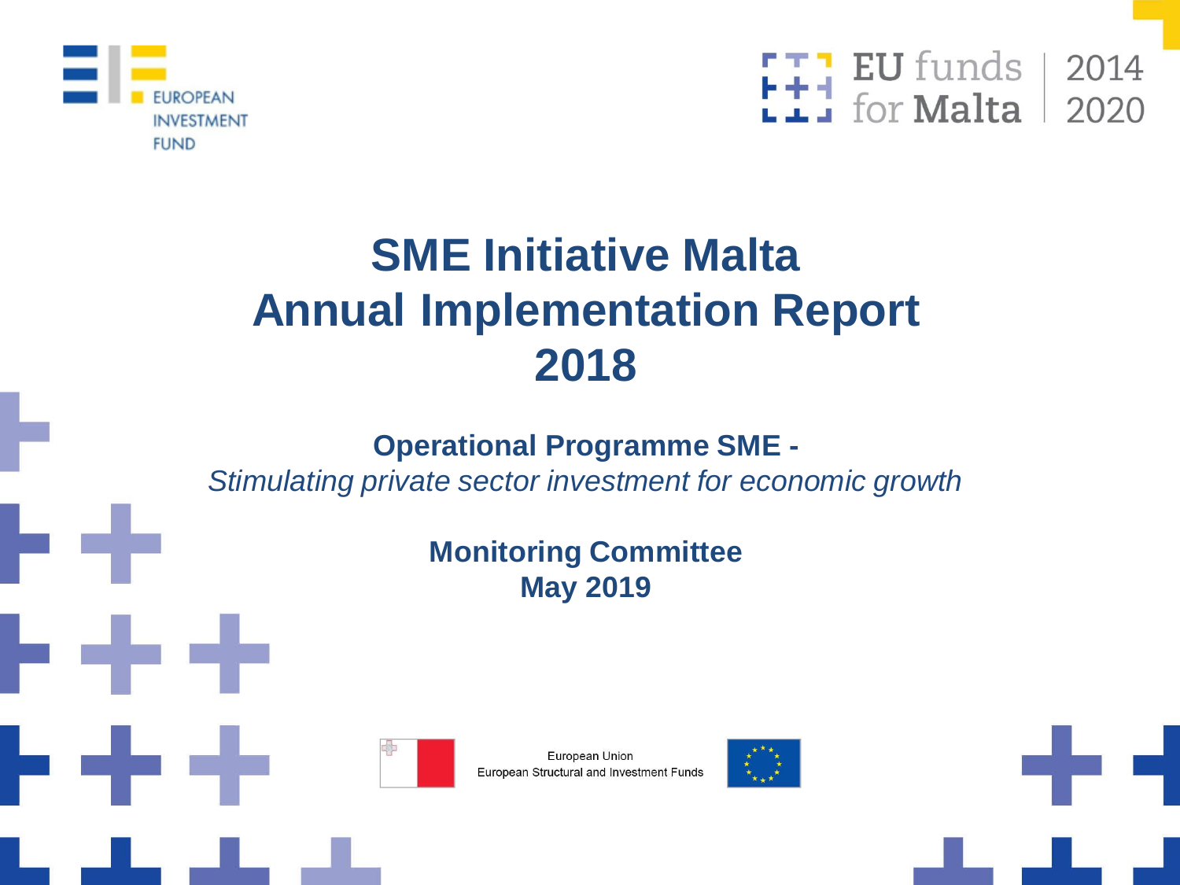EUROPEAN INVESTMENT FUND

EU funds for Malta 2014 2020

# SME Initiative Malta Annual Implementation Report 2018

**Operational Programme SME -**

*Stimulating private sector investment for economic growth*

**Monitoring Committee**

**May 2019**

European Union
European Structural and Investment Funds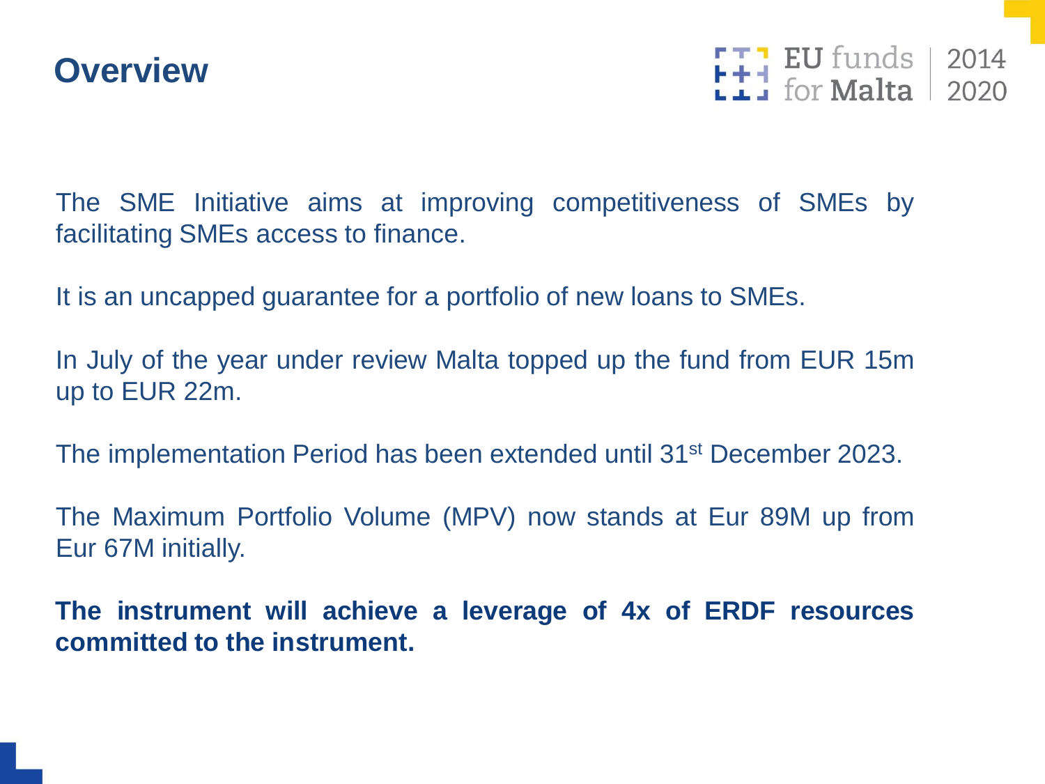# Overview

The SME Initiative aims at improving competitiveness of SMEs by facilitating SMEs access to finance.

It is an uncapped guarantee for a portfolio of new loans to SMEs.

In July of the year under review Malta topped up the fund from EUR 15m up to EUR 22m.

The implementation Period has been extended until 31st December 2023.

The Maximum Portfolio Volume (MPV) now stands at Eur 89M up from Eur 67M initially.

**The instrument will achieve a leverage of 4x of ERDF resources committed to the instrument.**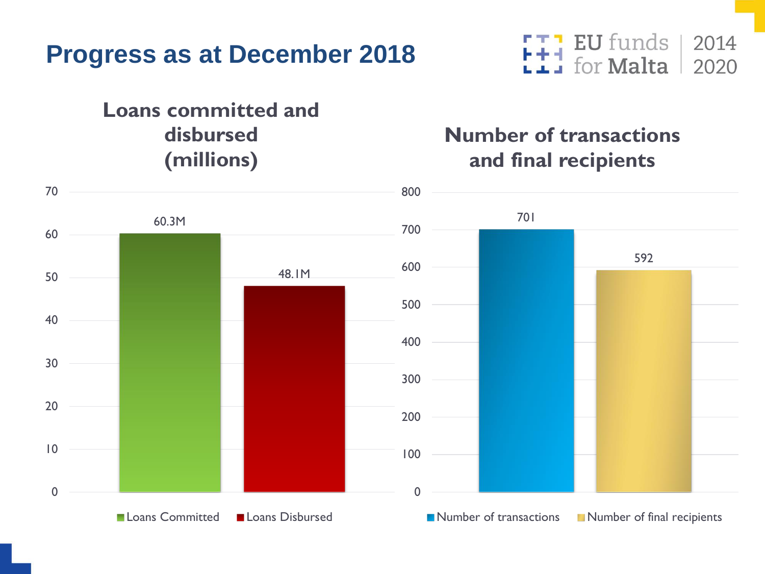# Progress as at December 2018

EU funds for Malta 2014 2020

## Loans committed and disbursed (millions)

| | Loans Committed | Loans Disbursed |
|---|---|---|
| Value | 60.3M | 48.1M |

## Number of transactions and final recipients

| | Number of transactions | Number of final recipients |
|---|---|---|
| Value | 701 | 592 |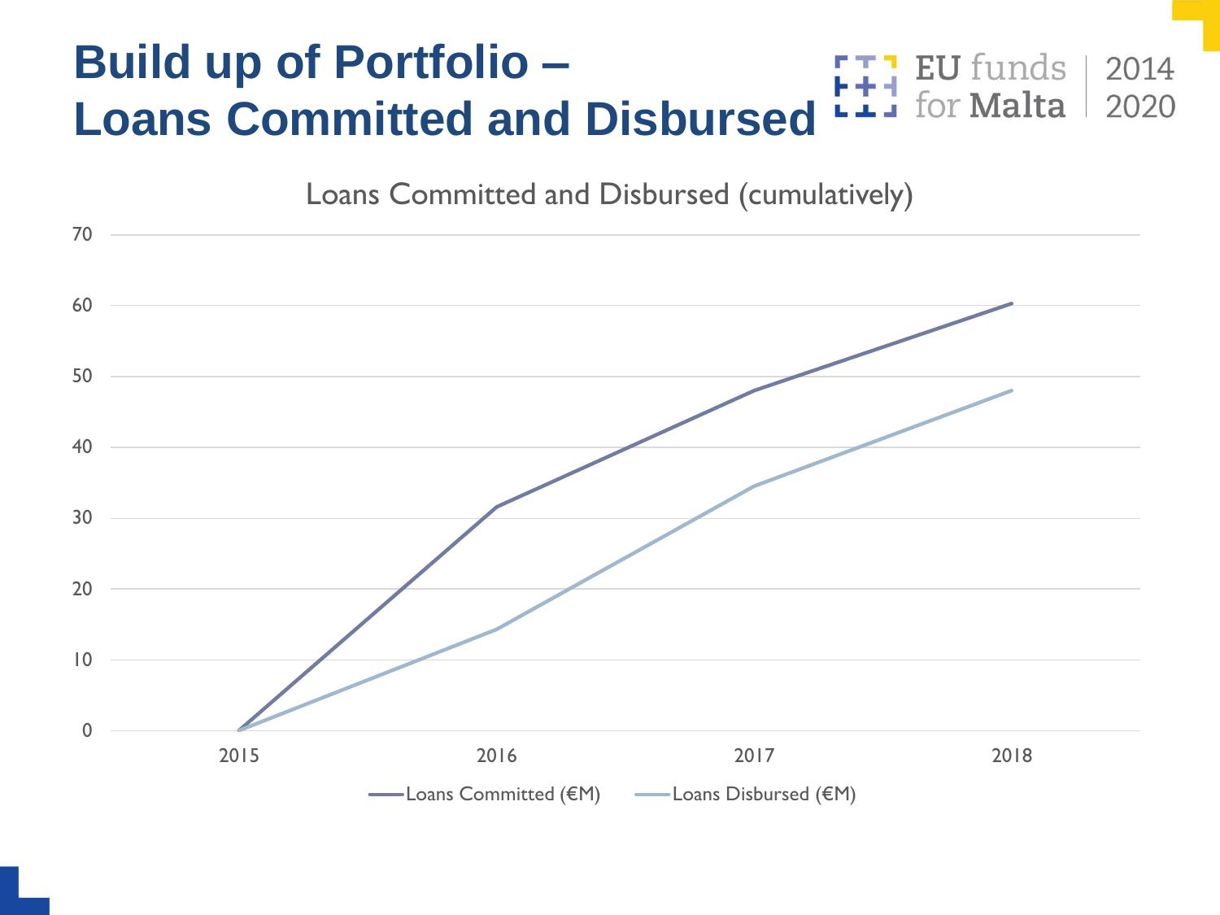# Build up of Portfolio – Loans Committed and Disbursed

EU funds for Malta 2014 2020

Loans Committed and Disbursed (cumulatively)

70
60
50
40
30
20
10
0

2015 2016 2017 2018

Loans Committed (€M) Loans Disbursed (€M)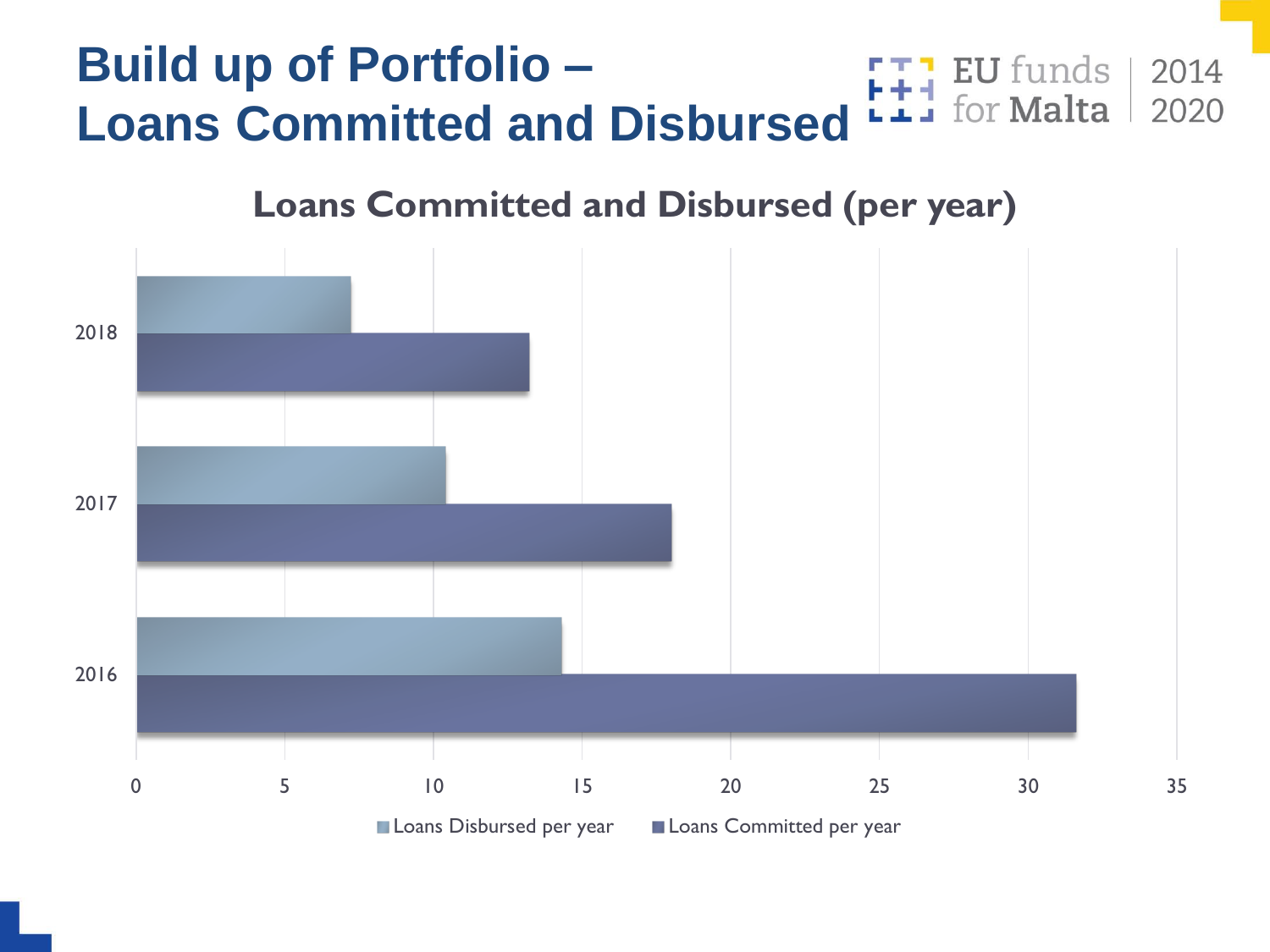# Build up of Portfolio – Loans Committed and Disbursed

EU funds for Malta 2014 2020

## Loans Committed and Disbursed (per year)

| Year | Loans Disbursed per year | Loans Committed per year |
|---|---|---|
| 2018 | ~7.2 | ~13.2 |
| 2017 | ~10.4 | ~18 |
| 2016 | ~14.3 | ~31.6 |

(Values estimated from chart; axis 0–35)

Legend: Loans Disbursed per year; Loans Committed per year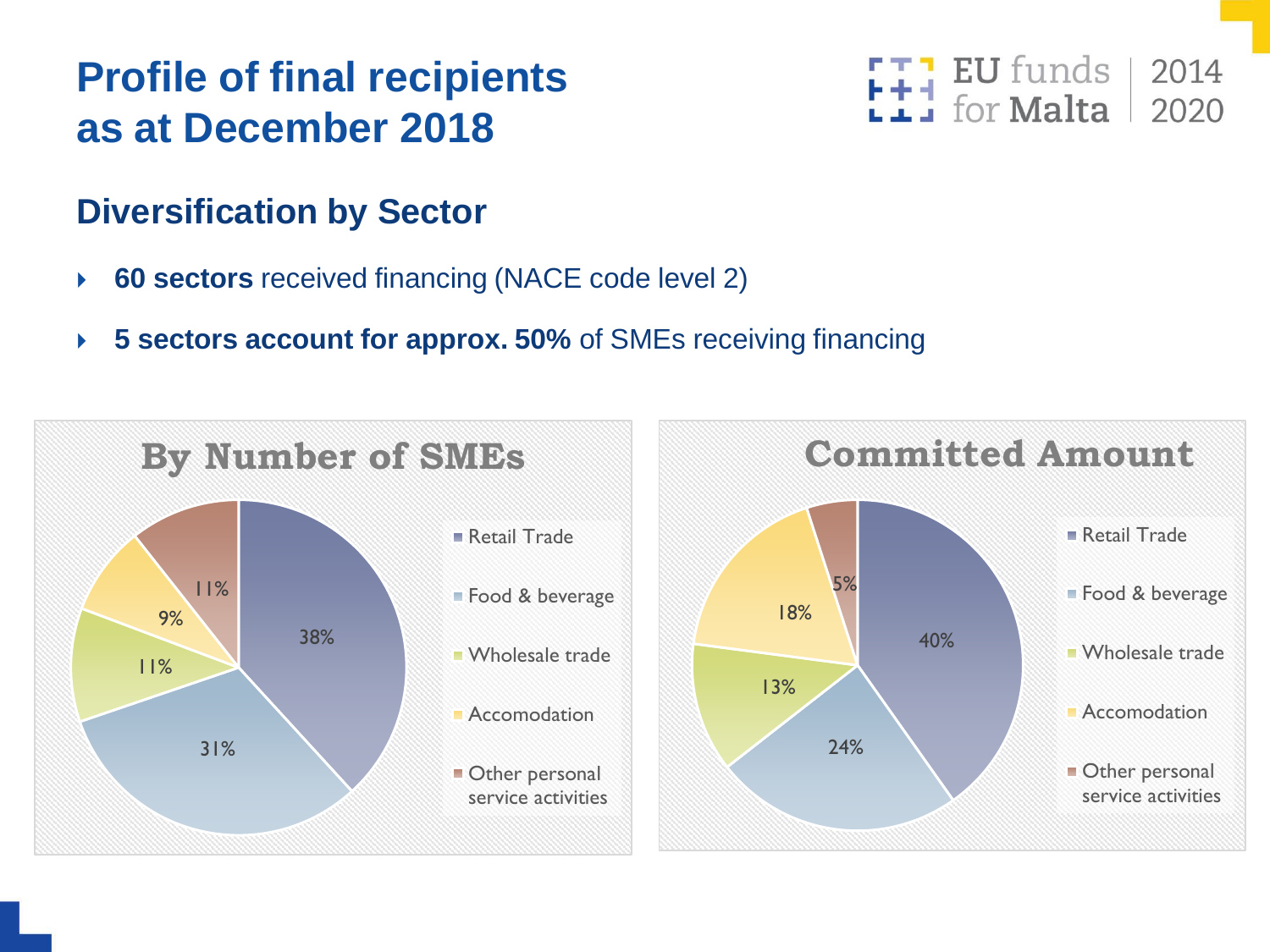# Profile of final recipients as at December 2018

## Diversification by Sector

- **60 sectors** received financing (NACE code level 2)
- **5 sectors account for approx. 50%** of SMEs receiving financing

### By Number of SMEs

| Sector | Share |
|---|---|
| Retail Trade | 38% |
| Food & beverage | 31% |
| Wholesale trade | 11% |
| Accomodation | 9% |
| Other personal service activities | 11% |

### Committed Amount

| Sector | Share |
|---|---|
| Retail Trade | 40% |
| Food & beverage | 24% |
| Wholesale trade | 13% |
| Accomodation | 18% |
| Other personal service activities | 5% |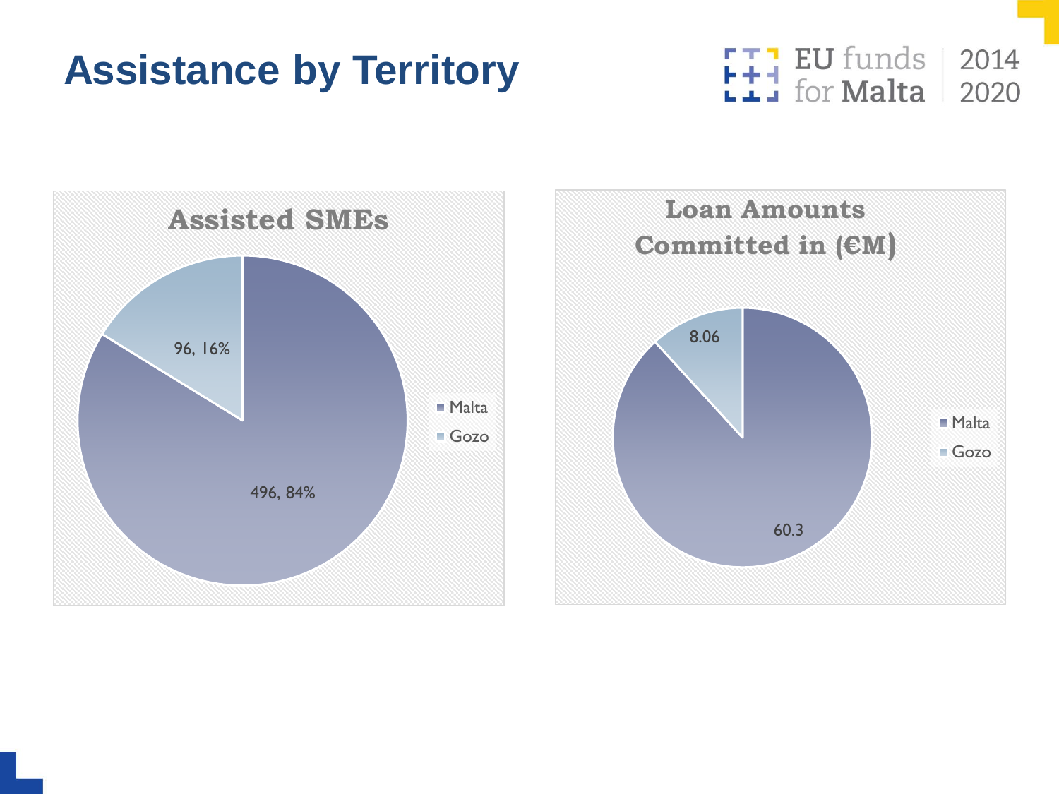# Assistance by Territory

## Assisted SMEs

| Territory | Assisted SMEs |
|---|---|
| Malta | 496, 84% |
| Gozo | 96, 16% |

## Loan Amounts Committed in (€M)

| Territory | Loan Amounts Committed (€M) |
|---|---|
| Malta | 60.3 |
| Gozo | 8.06 |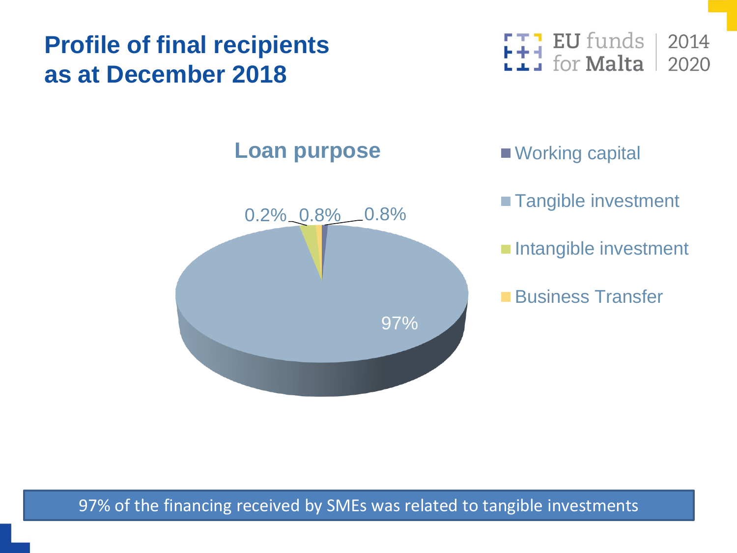# Profile of final recipients as at December 2018

## Loan purpose

- Working capital
- Tangible investment
- Intangible investment
- Business Transfer

0.2% 0.8% 0.8%

97%

97% of the financing received by SMEs was related to tangible investments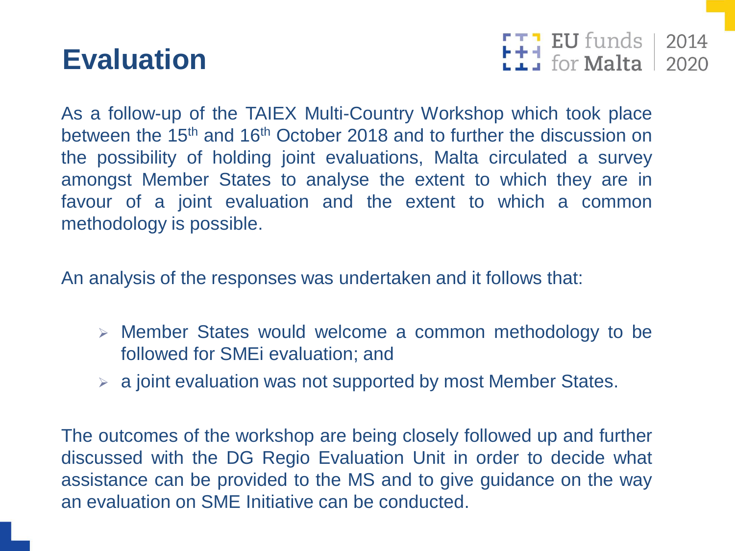# Evaluation

As a follow-up of the TAIEX Multi-Country Workshop which took place between the 15th and 16th October 2018 and to further the discussion on the possibility of holding joint evaluations, Malta circulated a survey amongst Member States to analyse the extent to which they are in favour of a joint evaluation and the extent to which a common methodology is possible.

An analysis of the responses was undertaken and it follows that:

- Member States would welcome a common methodology to be followed for SMEi evaluation; and
- a joint evaluation was not supported by most Member States.

The outcomes of the workshop are being closely followed up and further discussed with the DG Regio Evaluation Unit in order to decide what assistance can be provided to the MS and to give guidance on the way an evaluation on SME Initiative can be conducted.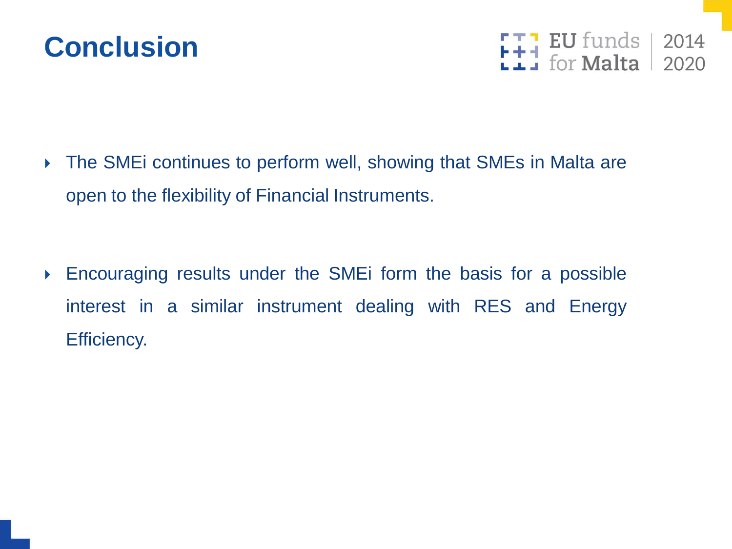# Conclusion

- The SMEi continues to perform well, showing that SMEs in Malta are open to the flexibility of Financial Instruments.

- Encouraging results under the SMEi form the basis for a possible interest in a similar instrument dealing with RES and Energy Efficiency.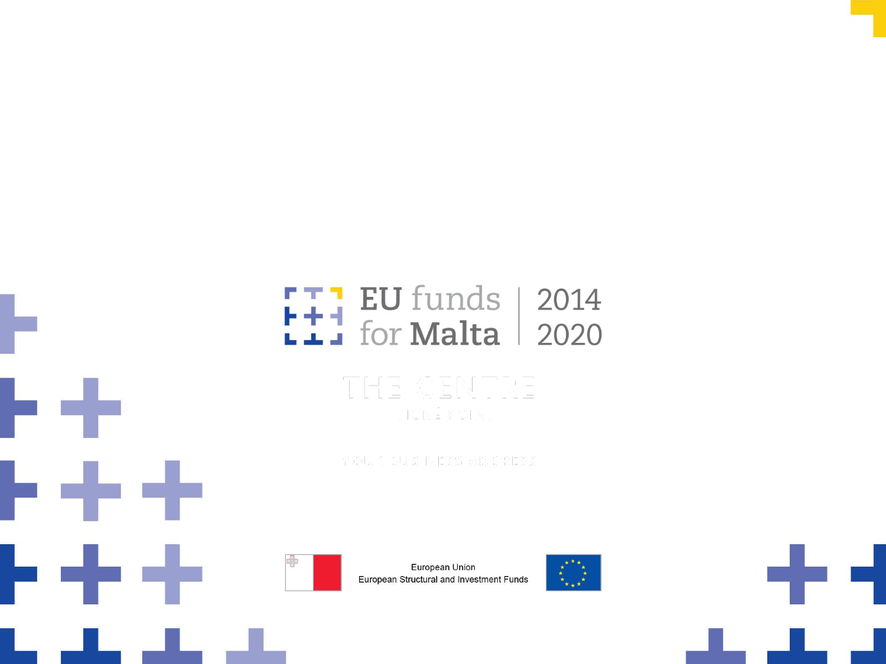EU funds for Malta | 2014 2020

THE CENTRE

HERE POINT

YOUR BUSINESS ADDRESS

European Union
European Structural and Investment Funds